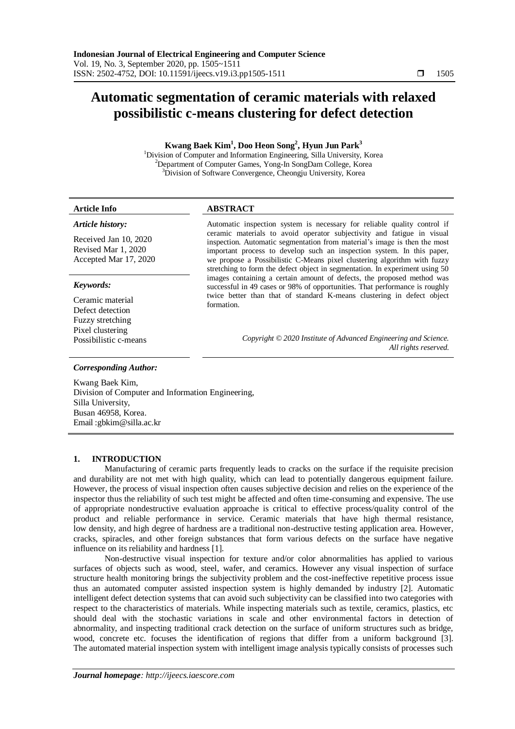# Automatic segmentation of ceramic materials with relaxed possibilistic c-means clustering for defect detection

**Kwang Baek Kim[1], Doo Heon Song[2], Hyun Jun Park[3]**

[1]Division of Computer and Information Engineering, Silla University, Korea
[2]Department of Computer Games, Yong-In SongDam College, Korea
[3]Division of Software Convergence, Cheongju University, Korea

**Article Info**

*Article history:*

Received Jan 10, 2020
Revised Mar 1, 2020
Accepted Mar 17, 2020

*Keywords:*

Ceramic material
Defect detection
Fuzzy stretching
Pixel clustering
Possibilistic c-means

**ABSTRACT**

Automatic inspection system is necessary for reliable quality control if ceramic materials to avoid operator subjectivity and fatigue in visual inspection. Automatic segmentation from material's image is then the most important process to develop such an inspection system. In this paper, we propose a Possibilistic C-Means pixel clustering algorithm with fuzzy stretching to form the defect object in segmentation. In experiment using 50 images containing a certain amount of defects, the proposed method was successful in 49 cases or 98% of opportunities. That performance is roughly twice better than that of standard K-means clustering in defect object formation.

*Copyright © 2020 Institute of Advanced Engineering and Science. All rights reserved.*

*Corresponding Author:*

Kwang Baek Kim,
Division of Computer and Information Engineering,
Silla University,
Busan 46958, Korea.
Email :gbkim@silla.ac.kr

## 1. INTRODUCTION

Manufacturing of ceramic parts frequently leads to cracks on the surface if the requisite precision and durability are not met with high quality, which can lead to potentially dangerous equipment failure. However, the process of visual inspection often causes subjective decision and relies on the experience of the inspector thus the reliability of such test might be affected and often time-consuming and expensive. The use of appropriate nondestructive evaluation approache is critical to effective process/quality control of the product and reliable performance in service. Ceramic materials that have high thermal resistance, low density, and high degree of hardness are a traditional non-destructive testing application area. However, cracks, spiracles, and other foreign substances that form various defects on the surface have negative influence on its reliability and hardness [1].

Non-destructive visual inspection for texture and/or color abnormalities has applied to various surfaces of objects such as wood, steel, wafer, and ceramics. However any visual inspection of surface structure health monitoring brings the subjectivity problem and the cost-ineffective repetitive process issue thus an automated computer assisted inspection system is highly demanded by industry [2]. Automatic intelligent defect detection systems that can avoid such subjectivity can be classified into two categories with respect to the characteristics of materials. While inspecting materials such as textile, ceramics, plastics, etc should deal with the stochastic variations in scale and other environmental factors in detection of abnormality, and inspecting traditional crack detection on the surface of uniform structures such as bridge, wood, concrete etc. focuses the identification of regions that differ from a uniform background [3]. The automated material inspection system with intelligent image analysis typically consists of processes such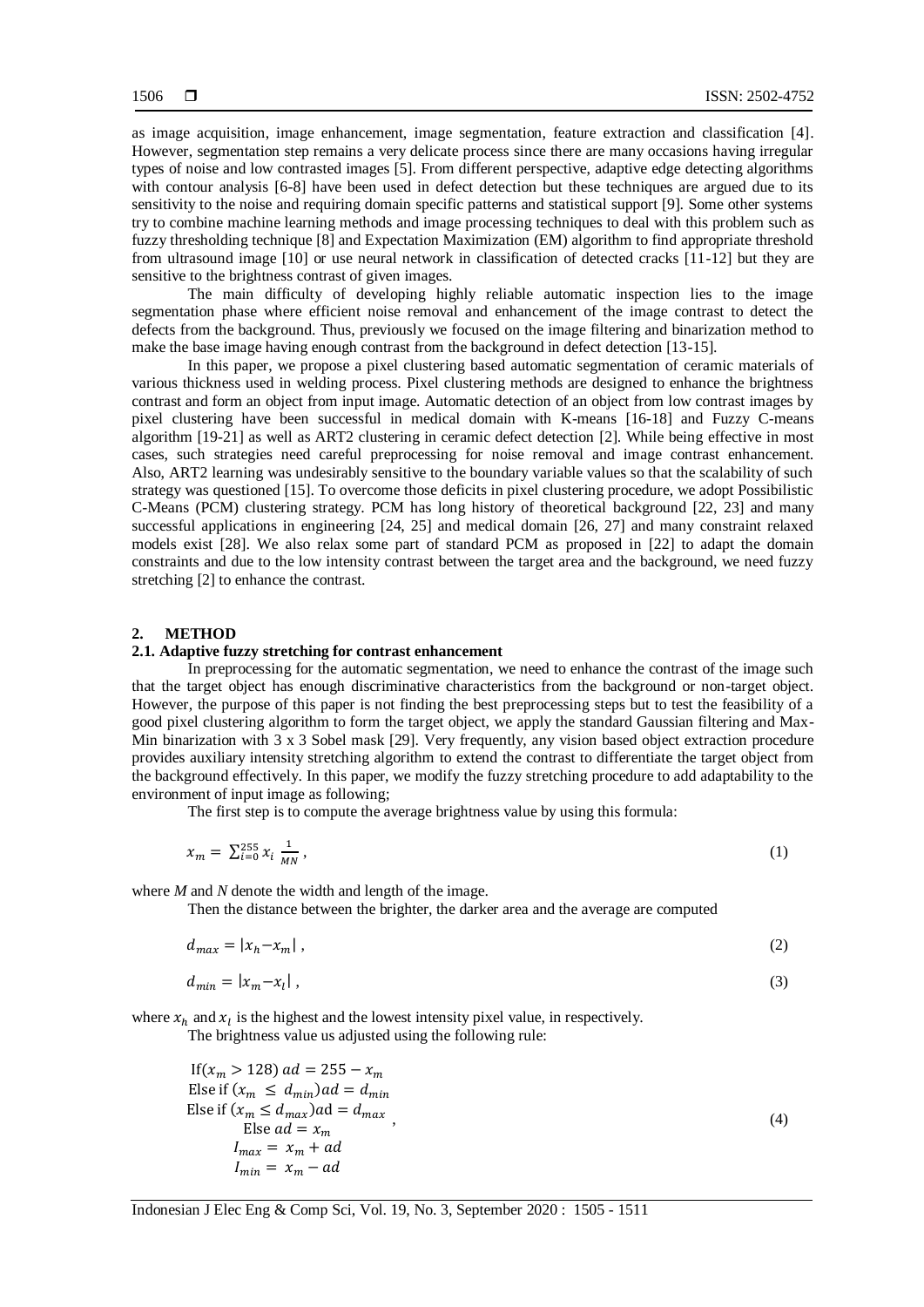as image acquisition, image enhancement, image segmentation, feature extraction and classification [4]. However, segmentation step remains a very delicate process since there are many occasions having irregular types of noise and low contrasted images [5]. From different perspective, adaptive edge detecting algorithms with contour analysis [6-8] have been used in defect detection but these techniques are argued due to its sensitivity to the noise and requiring domain specific patterns and statistical support [9]. Some other systems try to combine machine learning methods and image processing techniques to deal with this problem such as fuzzy thresholding technique [8] and Expectation Maximization (EM) algorithm to find appropriate threshold from ultrasound image [10] or use neural network in classification of detected cracks [11-12] but they are sensitive to the brightness contrast of given images.

The main difficulty of developing highly reliable automatic inspection lies to the image segmentation phase where efficient noise removal and enhancement of the image contrast to detect the defects from the background. Thus, previously we focused on the image filtering and binarization method to make the base image having enough contrast from the background in defect detection [13-15].

In this paper, we propose a pixel clustering based automatic segmentation of ceramic materials of various thickness used in welding process. Pixel clustering methods are designed to enhance the brightness contrast and form an object from input image. Automatic detection of an object from low contrast images by pixel clustering have been successful in medical domain with K-means [16-18] and Fuzzy C-means algorithm [19-21] as well as ART2 clustering in ceramic defect detection [2]. While being effective in most cases, such strategies need careful preprocessing for noise removal and image contrast enhancement. Also, ART2 learning was undesirably sensitive to the boundary variable values so that the scalability of such strategy was questioned [15]. To overcome those deficits in pixel clustering procedure, we adopt Possibilistic C-Means (PCM) clustering strategy. PCM has long history of theoretical background [22, 23] and many successful applications in engineering [24, 25] and medical domain [26, 27] and many constraint relaxed models exist [28]. We also relax some part of standard PCM as proposed in [22] to adapt the domain constraints and due to the low intensity contrast between the target area and the background, we need fuzzy stretching [2] to enhance the contrast.

## 2. METHOD

### 2.1. Adaptive fuzzy stretching for contrast enhancement

In preprocessing for the automatic segmentation, we need to enhance the contrast of the image such that the target object has enough discriminative characteristics from the background or non-target object. However, the purpose of this paper is not finding the best preprocessing steps but to test the feasibility of a good pixel clustering algorithm to form the target object, we apply the standard Gaussian filtering and Max-Min binarization with 3 x 3 Sobel mask [29]. Very frequently, any vision based object extraction procedure provides auxiliary intensity stretching algorithm to extend the contrast to differentiate the target object from the background effectively. In this paper, we modify the fuzzy stretching procedure to add adaptability to the environment of input image as following;

The first step is to compute the average brightness value by using this formula:

$$x_m = \sum_{i=0}^{255} x_i \frac{1}{MN}, \tag{1}$$

where *M* and *N* denote the width and length of the image.

Then the distance between the brighter, the darker area and the average are computed

$$d_{max} = |x_h - x_m|, \tag{2}$$

$$d_{min} = |x_m - x_l|, \tag{3}$$

where $x_h$ and $x_l$ is the highest and the lowest intensity pixel value, in respectively.

The brightness value us adjusted using the following rule:

$$\begin{aligned}
&\text{If}(x_m > 128)\ ad = 255 - x_m \\
&\text{Else if } (x_m \leq d_{min}) ad = d_{min} \\
&\text{Else if } (x_m \leq d_{max}) ad = d_{max} \\
&\quad \text{Else } ad = x_m \\
&\quad I_{max} = x_m + ad \\
&\quad I_{min} = x_m - ad
\end{aligned}, \tag{4}$$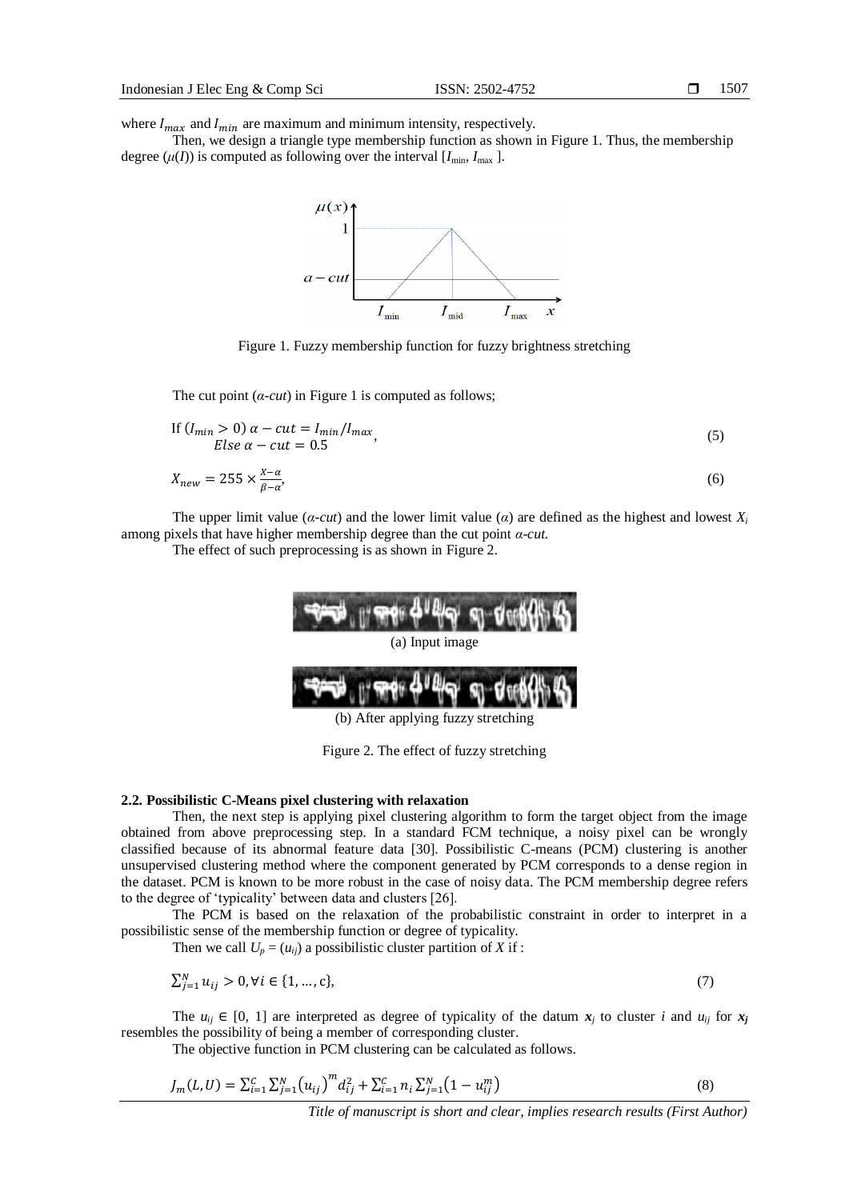where $I_{max}$ and $I_{min}$ are maximum and minimum intensity, respectively.

Then, we design a triangle type membership function as shown in Figure 1. Thus, the membership degree ($\mu(I)$) is computed as following over the interval [$I_{\min}$, $I_{\max}$ ].

Figure 1. Fuzzy membership function for fuzzy brightness stretching

The cut point (*α-cut*) in Figure 1 is computed as follows;

$$\text{If } (I_{min} > 0)\ \alpha - cut = I_{min}/I_{max}, \quad Else\ \alpha - cut = 0.5 \tag{5}$$

$$X_{new} = 255 \times \frac{X-\alpha}{\beta-\alpha}, \tag{6}$$

The upper limit value (*α-cut*) and the lower limit value (*α*) are defined as the highest and lowest $X_i$ among pixels that have higher membership degree than the cut point *α-cut.*

The effect of such preprocessing is as shown in Figure 2.

(a) Input image

(b) After applying fuzzy stretching

Figure 2. The effect of fuzzy stretching

### 2.2. Possibilistic C-Means pixel clustering with relaxation

Then, the next step is applying pixel clustering algorithm to form the target object from the image obtained from above preprocessing step. In a standard FCM technique, a noisy pixel can be wrongly classified because of its abnormal feature data [30]. Possibilistic C-means (PCM) clustering is another unsupervised clustering method where the component generated by PCM corresponds to a dense region in the dataset. PCM is known to be more robust in the case of noisy data. The PCM membership degree refers to the degree of 'typicality' between data and clusters [26].

The PCM is based on the relaxation of the probabilistic constraint in order to interpret in a possibilistic sense of the membership function or degree of typicality.

Then we call $U_p = (u_{ij})$ a possibilistic cluster partition of $X$ if :

$$\sum_{j=1}^{N} u_{ij} > 0, \forall i \in \{1, \dots, c\}, \tag{7}$$

The $u_{ij} \in [0, 1]$ are interpreted as degree of typicality of the datum $\boldsymbol{x}_j$ to cluster $i$ and $u_{ij}$ for $\boldsymbol{x}_j$ resembles the possibility of being a member of corresponding cluster.

The objective function in PCM clustering can be calculated as follows.

$$J_m(L, U) = \sum_{i=1}^{c} \sum_{j=1}^{N} \left(u_{ij}\right)^m d_{ij}^2 + \sum_{i=1}^{c} n_i \sum_{j=1}^{N} \left(1 - u_{ij}^m\right) \tag{8}$$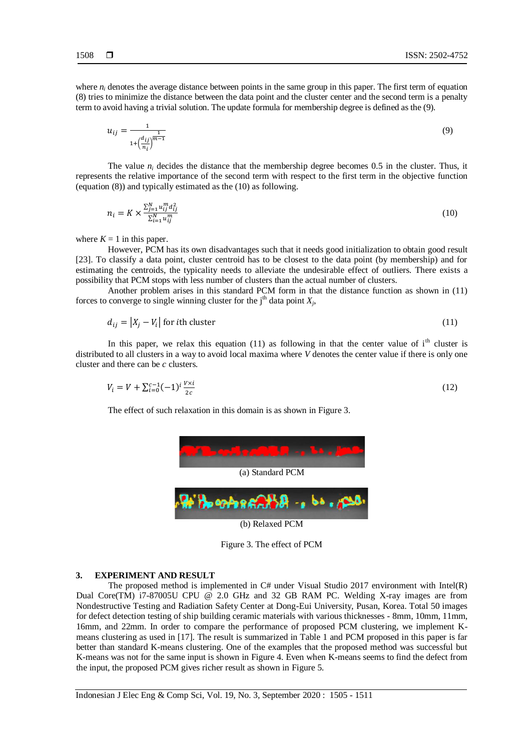where $n_i$ denotes the average distance between points in the same group in this paper. The first term of equation (8) tries to minimize the distance between the data point and the cluster center and the second term is a penalty term to avoid having a trivial solution. The update formula for membership degree is defined as the (9).

$$u_{ij} = \frac{1}{1+\left(\frac{d_{ij}}{n_i}\right)^{\frac{1}{m-1}}} \tag{9}$$

The value $n_i$ decides the distance that the membership degree becomes 0.5 in the cluster. Thus, it represents the relative importance of the second term with respect to the first term in the objective function (equation (8)) and typically estimated as the (10) as following.

$$n_i = K \times \frac{\sum_{j=1}^{N} u_{ij}^m d_{ij}^2}{\sum_{i=1}^{N} u_{ij}^m} \tag{10}$$

where $K = 1$ in this paper.

However, PCM has its own disadvantages such that it needs good initialization to obtain good result [23]. To classify a data point, cluster centroid has to be closest to the data point (by membership) and for estimating the centroids, the typicality needs to alleviate the undesirable effect of outliers. There exists a possibility that PCM stops with less number of clusters than the actual number of clusters.

Another problem arises in this standard PCM form in that the distance function as shown in (11) forces to converge to single winning cluster for the j[th] data point $X_j$,

$$d_{ij} = |X_j - V_i| \text{ for } i\text{th cluster} \tag{11}$$

In this paper, we relax this equation (11) as following in that the center value of i[th] cluster is distributed to all clusters in a way to avoid local maxima where $V$ denotes the center value if there is only one cluster and there can be $c$ clusters.

$$V_i = V + \sum_{i=0}^{c-1} (-1)^i \frac{V \times i}{2c} \tag{12}$$

The effect of such relaxation in this domain is as shown in Figure 3.

(a) Standard PCM

(b) Relaxed PCM

Figure 3. The effect of PCM

## 3. EXPERIMENT AND RESULT

The proposed method is implemented in C# under Visual Studio 2017 environment with Intel(R) Dual Core(TM) i7-87005U CPU @ 2.0 GHz and 32 GB RAM PC. Welding X-ray images are from Nondestructive Testing and Radiation Safety Center at Dong-Eui University, Pusan, Korea. Total 50 images for defect detection testing of ship building ceramic materials with various thicknesses - 8mm, 10mm, 11mm, 16mm, and 22mm. In order to compare the performance of proposed PCM clustering, we implement K-means clustering as used in [17]. The result is summarized in Table 1 and PCM proposed in this paper is far better than standard K-means clustering. One of the examples that the proposed method was successful but K-means was not for the same input is shown in Figure 4. Even when K-means seems to find the defect from the input, the proposed PCM gives richer result as shown in Figure 5.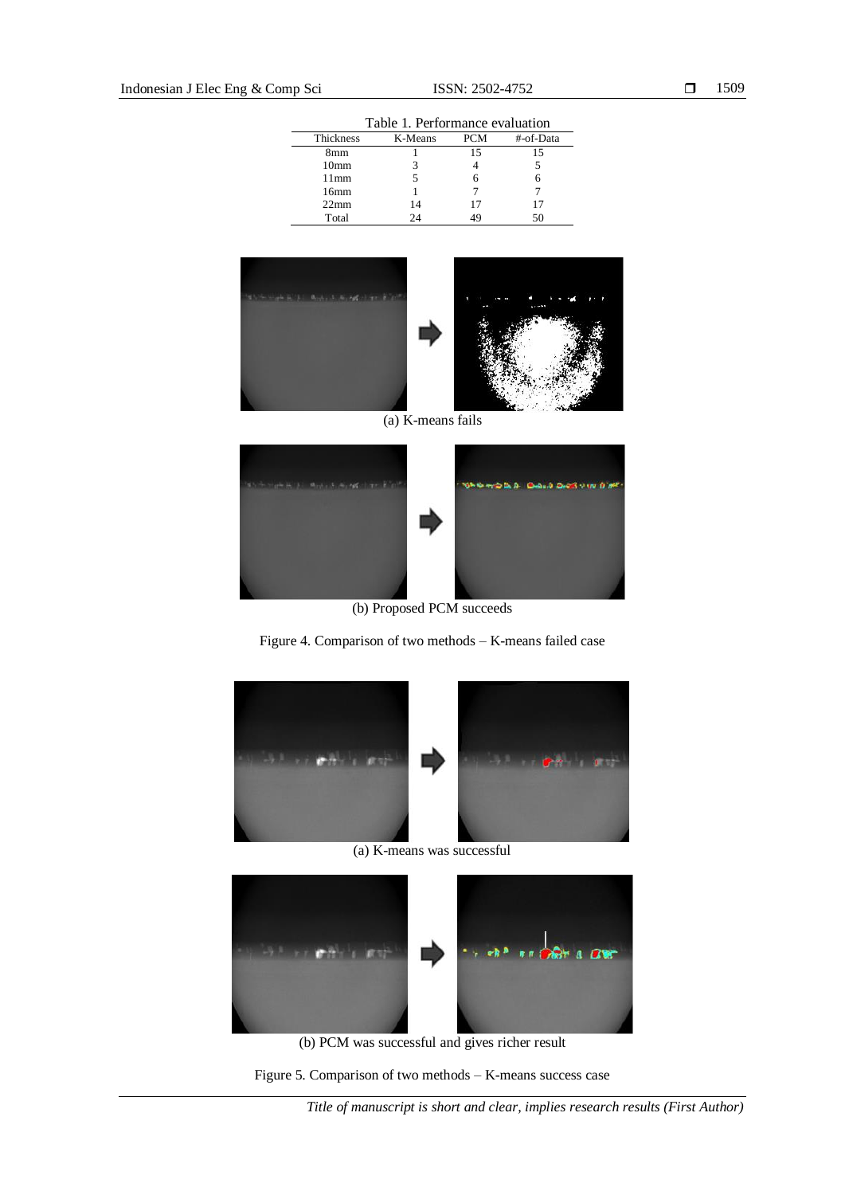Table 1. Performance evaluation

| Thickness | K-Means | PCM | #-of-Data |
|---|---|---|---|
| 8mm | 1 | 15 | 15 |
| 10mm | 3 | 4 | 5 |
| 11mm | 5 | 6 | 6 |
| 16mm | 1 | 7 | 7 |
| 22mm | 14 | 17 | 17 |
| Total | 24 | 49 | 50 |

(a) K-means fails

(b) Proposed PCM succeeds

Figure 4. Comparison of two methods – K-means failed case

(a) K-means was successful

(b) PCM was successful and gives richer result

Figure 5. Comparison of two methods – K-means success case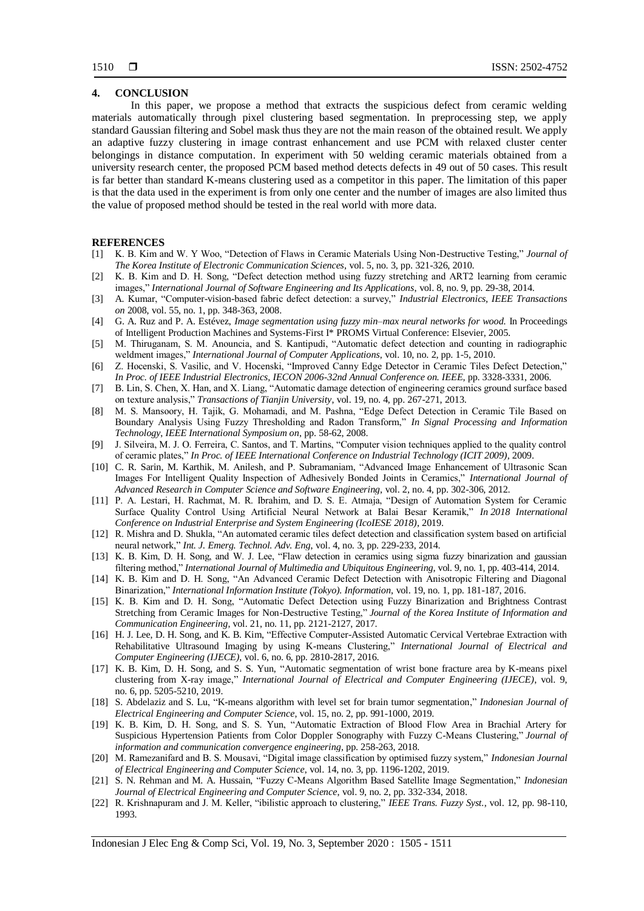## 4. CONCLUSION

In this paper, we propose a method that extracts the suspicious defect from ceramic welding materials automatically through pixel clustering based segmentation. In preprocessing step, we apply standard Gaussian filtering and Sobel mask thus they are not the main reason of the obtained result. We apply an adaptive fuzzy clustering in image contrast enhancement and use PCM with relaxed cluster center belongings in distance computation. In experiment with 50 welding ceramic materials obtained from a university research center, the proposed PCM based method detects defects in 49 out of 50 cases. This result is far better than standard K-means clustering used as a competitor in this paper. The limitation of this paper is that the data used in the experiment is from only one center and the number of images are also limited thus the value of proposed method should be tested in the real world with more data.

## REFERENCES

[1] K. B. Kim and W. Y Woo, "Detection of Flaws in Ceramic Materials Using Non-Destructive Testing," *Journal of The Korea Institute of Electronic Communication Sciences*, vol. 5, no. 3, pp. 321-326, 2010.

[2] K. B. Kim and D. H. Song, "Defect detection method using fuzzy stretching and ART2 learning from ceramic images," *International Journal of Software Engineering and Its Applications*, vol. 8, no. 9, pp. 29-38, 2014.

[3] A. Kumar, "Computer-vision-based fabric defect detection: a survey," *Industrial Electronics, IEEE Transactions on* 2008, vol. 55, no. 1, pp. 348-363, 2008.

[4] G. A. Ruz and P. A. Estévez, *Image segmentation using fuzzy min–max neural networks for wood.* In Proceedings of Intelligent Production Machines and Systems-First I* PROMS Virtual Conference: Elsevier, 2005.

[5] M. Thiruganam, S. M. Anouncia, and S. Kantipudi, "Automatic defect detection and counting in radiographic weldment images," *International Journal of Computer Applications*, vol. 10, no. 2, pp. 1-5, 2010.

[6] Z. Hocenski, S. Vasilic, and V. Hocenski, "Improved Canny Edge Detector in Ceramic Tiles Defect Detection," *In Proc. of IEEE Industrial Electronics, IECON 2006-32nd Annual Conference on. IEEE,* pp. 3328-3331, 2006.

[7] B. Lin, S. Chen, X. Han, and X. Liang, "Automatic damage detection of engineering ceramics ground surface based on texture analysis," *Transactions of Tianjin University*, vol. 19, no. 4, pp. 267-271, 2013.

[8] M. S. Mansoory, H. Tajik, G. Mohamadi, and M. Pashna, "Edge Defect Detection in Ceramic Tile Based on Boundary Analysis Using Fuzzy Thresholding and Radon Transform," *In Signal Processing and Information Technology, IEEE International Symposium on*, pp. 58-62, 2008.

[9] J. Silveira, M. J. O. Ferreira, C. Santos, and T. Martins, "Computer vision techniques applied to the quality control of ceramic plates," *In Proc. of IEEE International Conference on Industrial Technology (ICIT 2009)*, 2009.

[10] C. R. Sarin, M. Karthik, M. Anilesh, and P. Subramaniam, "Advanced Image Enhancement of Ultrasonic Scan Images For Intelligent Quality Inspection of Adhesively Bonded Joints in Ceramics," *International Journal of Advanced Research in Computer Science and Software Engineering*, vol. 2, no. 4, pp. 302-306, 2012.

[11] P. A. Lestari, H. Rachmat, M. R. Ibrahim, and D. S. E. Atmaja, "Design of Automation System for Ceramic Surface Quality Control Using Artificial Neural Network at Balai Besar Keramik," *In 2018 International Conference on Industrial Enterprise and System Engineering (IcoIESE 2018)*, 2019.

[12] R. Mishra and D. Shukla, "An automated ceramic tiles defect detection and classification system based on artificial neural network," *Int. J. Emerg. Technol. Adv. Eng*, vol. 4, no. 3, pp. 229-233, 2014.

[13] K. B. Kim, D. H. Song, and W. J. Lee, "Flaw detection in ceramics using sigma fuzzy binarization and gaussian filtering method," *International Journal of Multimedia and Ubiquitous Engineering*, vol. 9, no. 1, pp. 403-414, 2014.

[14] K. B. Kim and D. H. Song, "An Advanced Ceramic Defect Detection with Anisotropic Filtering and Diagonal Binarization," *International Information Institute (Tokyo). Information*, vol. 19, no. 1, pp. 181-187, 2016.

[15] K. B. Kim and D. H. Song, "Automatic Defect Detection using Fuzzy Binarization and Brightness Contrast Stretching from Ceramic Images for Non-Destructive Testing," *Journal of the Korea Institute of Information and Communication Engineering*, vol. 21, no. 11, pp. 2121-2127, 2017.

[16] H. J. Lee, D. H. Song, and K. B. Kim, "Effective Computer-Assisted Automatic Cervical Vertebrae Extraction with Rehabilitative Ultrasound Imaging by using K-means Clustering," *International Journal of Electrical and Computer Engineering (IJECE)*, vol. 6, no. 6, pp. 2810-2817, 2016.

[17] K. B. Kim, D. H. Song, and S. S. Yun, "Automatic segmentation of wrist bone fracture area by K-means pixel clustering from X-ray image," *International Journal of Electrical and Computer Engineering (IJECE)*, vol. 9, no. 6, pp. 5205-5210, 2019.

[18] S. Abdelaziz and S. Lu, "K-means algorithm with level set for brain tumor segmentation," *Indonesian Journal of Electrical Engineering and Computer Science*, vol. 15, no. 2, pp. 991-1000, 2019.

[19] K. B. Kim, D. H. Song, and S. S. Yun, "Automatic Extraction of Blood Flow Area in Brachial Artery for Suspicious Hypertension Patients from Color Doppler Sonography with Fuzzy C-Means Clustering," *Journal of information and communication convergence engineering*, pp. 258-263, 2018.

[20] M. Ramezanifard and B. S. Mousavi, "Digital image classification by optimised fuzzy system," *Indonesian Journal of Electrical Engineering and Computer Science*, vol. 14, no. 3, pp. 1196-1202, 2019.

[21] S. N. Rehman and M. A. Hussain, "Fuzzy C-Means Algorithm Based Satellite Image Segmentation," *Indonesian Journal of Electrical Engineering and Computer Science*, vol. 9, no. 2, pp. 332-334, 2018.

[22] R. Krishnapuram and J. M. Keller, "ibilistic approach to clustering," *IEEE Trans. Fuzzy Syst.*, vol. 12, pp. 98-110, 1993.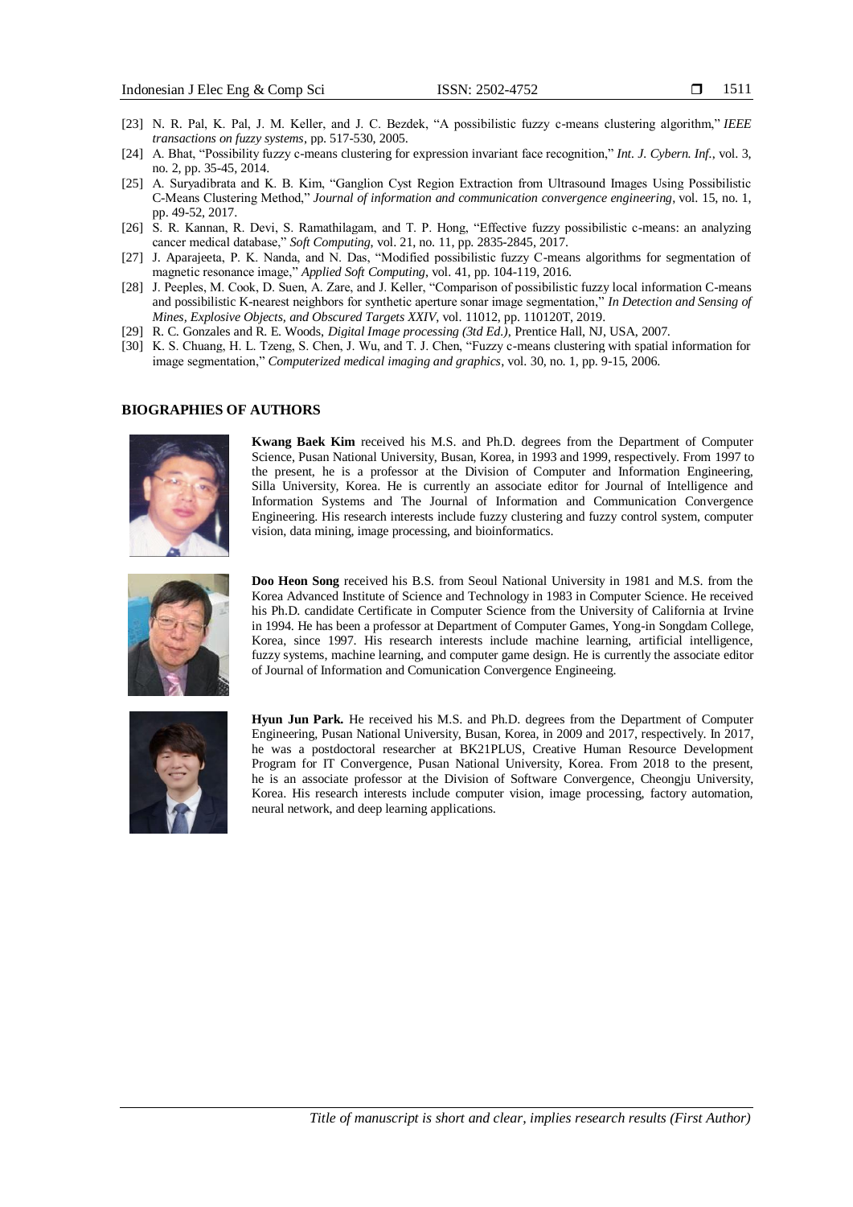[23] N. R. Pal, K. Pal, J. M. Keller, and J. C. Bezdek, "A possibilistic fuzzy c-means clustering algorithm," *IEEE transactions on fuzzy systems*, pp. 517-530, 2005.

[24] A. Bhat, "Possibility fuzzy c-means clustering for expression invariant face recognition," *Int. J. Cybern. Inf.*, vol. 3, no. 2, pp. 35-45, 2014.

[25] A. Suryadibrata and K. B. Kim, "Ganglion Cyst Region Extraction from Ultrasound Images Using Possibilistic C-Means Clustering Method," *Journal of information and communication convergence engineering*, vol. 15, no. 1, pp. 49-52, 2017.

[26] S. R. Kannan, R. Devi, S. Ramathilagam, and T. P. Hong, "Effective fuzzy possibilistic c-means: an analyzing cancer medical database," *Soft Computing*, vol. 21, no. 11, pp. 2835-2845, 2017.

[27] J. Aparajeeta, P. K. Nanda, and N. Das, "Modified possibilistic fuzzy C-means algorithms for segmentation of magnetic resonance image," *Applied Soft Computing*, vol. 41, pp. 104-119, 2016.

[28] J. Peeples, M. Cook, D. Suen, A. Zare, and J. Keller, "Comparison of possibilistic fuzzy local information C-means and possibilistic K-nearest neighbors for synthetic aperture sonar image segmentation," *In Detection and Sensing of Mines, Explosive Objects, and Obscured Targets XXIV*, vol. 11012, pp. 110120T, 2019.

[29] R. C. Gonzales and R. E. Woods, *Digital Image processing (3td Ed.)*, Prentice Hall, NJ, USA, 2007.

[30] K. S. Chuang, H. L. Tzeng, S. Chen, J. Wu, and T. J. Chen, "Fuzzy c-means clustering with spatial information for image segmentation," *Computerized medical imaging and graphics*, vol. 30, no. 1, pp. 9-15, 2006.

## BIOGRAPHIES OF AUTHORS

**Kwang Baek Kim** received his M.S. and Ph.D. degrees from the Department of Computer Science, Pusan National University, Busan, Korea, in 1993 and 1999, respectively. From 1997 to the present, he is a professor at the Division of Computer and Information Engineering, Silla University, Korea. He is currently an associate editor for Journal of Intelligence and Information Systems and The Journal of Information and Communication Convergence Engineering. His research interests include fuzzy clustering and fuzzy control system, computer vision, data mining, image processing, and bioinformatics.

**Doo Heon Song** received his B.S. from Seoul National University in 1981 and M.S. from the Korea Advanced Institute of Science and Technology in 1983 in Computer Science. He received his Ph.D. candidate Certificate in Computer Science from the University of California at Irvine in 1994. He has been a professor at Department of Computer Games, Yong-in Songdam College, Korea, since 1997. His research interests include machine learning, artificial intelligence, fuzzy systems, machine learning, and computer game design. He is currently the associate editor of Journal of Information and Comunication Convergence Engineeing.

**Hyun Jun Park.** He received his M.S. and Ph.D. degrees from the Department of Computer Engineering, Pusan National University, Busan, Korea, in 2009 and 2017, respectively. In 2017, he was a postdoctoral researcher at BK21PLUS, Creative Human Resource Development Program for IT Convergence, Pusan National University, Korea. From 2018 to the present, he is an associate professor at the Division of Software Convergence, Cheongju University, Korea. His research interests include computer vision, image processing, factory automation, neural network, and deep learning applications.